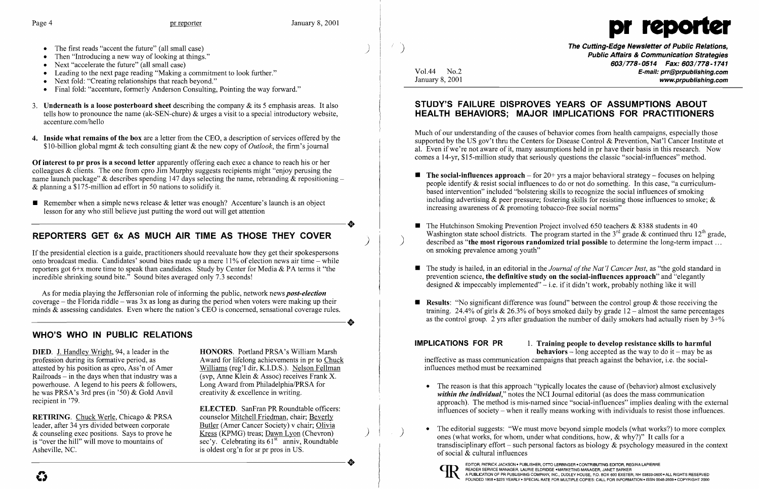- The first reads "accent the future" (all small case)
- Then "Introducing a new way of looking at things."
- Next "accelerate the future" (all small case)
- Leading to the next page reading "Making a commitment to look further."
- Next fold: "Creating relationships that reach beyond."
- Final fold: "accenture, formerly Anderson Consulting, Pointing the way forward."

3. **Underneath is a loose posterboard sheet** describing the company & its 5 emphasis areas. It also tells how to pronounce the name (ak-SEN-chure) & urges a visit to a special introductory website, accenture.com/hello

4. **Inside what remains of the box** are a letter from the CEO, a description of services offered by the $10-billion global mgmt & tech consulting giant & the new copy of *Outlook*, the firm's journal

**Of interest to pr pros is a second letter** apparently offering each exec a chance to reach his or her colleagues & clients. The one from cpro Jim Murphy suggests recipients might "enjoy perusing the name launch package" & describes spending 147 days selecting the name, rebranding & repositioning – & planning a $175-million ad effort in 50 nations to solidify it.

- Remember when a simple news release & letter was enough? Accenture's launch is an object lesson for any who still believe just putting the word out will get attention

## REPORTERS GET 6x AS MUCH AIR TIME AS THOSE THEY COVER

If the presidential election is a guide, practitioners should reevaluate how they get their spokespersons onto broadcast media. Candidates' sound bites made up a mere 11% of election news air time – while reporters got 6+x more time to speak than candidates. Study by Center for Media & PA terms it "the incredible shrinking sound bite." Sound bites averaged only 7.3 seconds!

As for media playing the Jeffersonian role of informing the public, network news ***post-election*** coverage – the Florida riddle – was 3x as long as during the period when voters were making up their minds & assessing candidates. Even where the nation's CEO is concerned, sensational coverage rules.

## WHO'S WHO IN PUBLIC RELATIONS

**DIED**. J. Handley Wright, 94, a leader in the profession during its formative period, as attested by his position as cpro, Ass'n of Amer Railroads – in the days when that industry was a powerhouse. A legend to his peers & followers, he was PRSA's 3rd pres (in '50) & Gold Anvil recipient in '79.

**RETIRING**. Chuck Werle, Chicago & PRSA leader, after 34 yrs divided between corporate & counseling exec positions. Says to prove he is "over the hill" will move to mountains of Asheville, NC.

**HONORS**. Portland PRSA's William Marsh Award for lifelong achievements in pr to Chuck Williams (reg'l dir, K.I.D.S.). Nelson Fellman (svp, Anne Klein & Assoc) receives Frank X. Long Award from Philadelphia/PRSA for creativity & excellence in writing.

**ELECTED**. SanFran PR Roundtable officers: counselor Mitchell Friedman, chair; Beverly Butler (Amer Cancer Society) v chair; Olivia Kress (KPMG) treas; Dawn Lyon (Chevron) sec'y. Celebrating its 61st anniv, Roundtable is oldest org'n for sr pr pros in US.

# pr reporter

**The Cutting-Edge Newsletter of Public Relations, Public Affairs & Communication Strategies**
**603/778-0514 Fax: 603/778-1741**
**E-mail: prr@prpublishing.com**
**www.prpublishing.com**

Vol.44 No.2
January 8, 2001

## STUDY'S FAILURE DISPROVES YEARS OF ASSUMPTIONS ABOUT HEALTH BEHAVIORS; MAJOR IMPLICATIONS FOR PRACTITIONERS

Much of our understanding of the causes of behavior comes from health campaigns, especially those supported by the US gov't thru the Centers for Disease Control & Prevention, Nat'l Cancer Institute et al. Even if we're not aware of it, many assumptions held in pr have their basis in this research. Now comes a 14-yr, $15-million study that seriously questions the classic "social-influences" method.

- **The social-influences approach** – for 20+ yrs a major behavioral strategy – focuses on helping people identify & resist social influences to do or not do something. In this case, "a curriculum-based intervention" included "bolstering skills to recognize the social influences of smoking including advertising & peer pressure; fostering skills for resisting those influences to smoke; & increasing awareness of & promoting tobacco-free social norms"
- The Hutchinson Smoking Prevention Project involved 650 teachers & 8388 students in 40 Washington state school districts. The program started in the 3rd grade & continued thru 12th grade, described as "**the most rigorous randomized trial possible** to determine the long-term impact ... on smoking prevalence among youth"
- The study is hailed, in an editorial in the *Journal of the Nat'l Cancer Inst*, as "the gold standard in prevention science, **the definitive study on the social-influences approach**" and "elegantly designed & impeccably implemented" – i.e. if it didn't work, probably nothing like it will
- **Results**: "No significant difference was found" between the control group & those receiving the training. 24.4% of girls & 26.3% of boys smoked daily by grade 12 – almost the same percentages as the control group. 2 yrs after graduation the number of daily smokers had actually risen by 3+%

**IMPLICATIONS FOR PR** 1. **Training people to develop resistance skills to harmful behaviors** – long accepted as the way to do it – may be as ineffective as mass communication campaigns that preach against the behavior, i.e. the social-influences method must be reexamined

- The reason is that this approach "typically locates the cause of (behavior) almost exclusively ***within the individual***," notes the NCI Journal editorial (as does the mass communication approach). The method is mis-named since "social-influences" implies dealing with the external influences of society – when it really means working with individuals to resist those influences.
- The editorial suggests: "We must move beyond simple models (what works?) to more complex ones (what works, for whom, under what conditions, how, & why?)" It calls for a transdisciplinary effort – such personal factors as biology & psychology measured in the context of social & cultural influences

EDITOR, PATRICK JACKSON • PUBLISHER, OTTO LERBINGER • CONTRIBUTING EDITOR, REGINA LAPIERRE
READER SERVICE MANAGER, LAURIE ELDRIDGE • MARKETING MANAGER, JANET BARKER
A PUBLICATION OF PR PUBLISHING COMPANY, INC., DUDLEY HOUSE, P.O. BOX 600 EXETER, NH 03833-0600 • ALL RIGHTS RESERVED
FOUNDED 1958 • $225 YEARLY • SPECIAL RATE FOR MULTIPLE COPIES: CALL FOR INFORMATION • ISSN 0048-2609 • COPYRIGHT 2000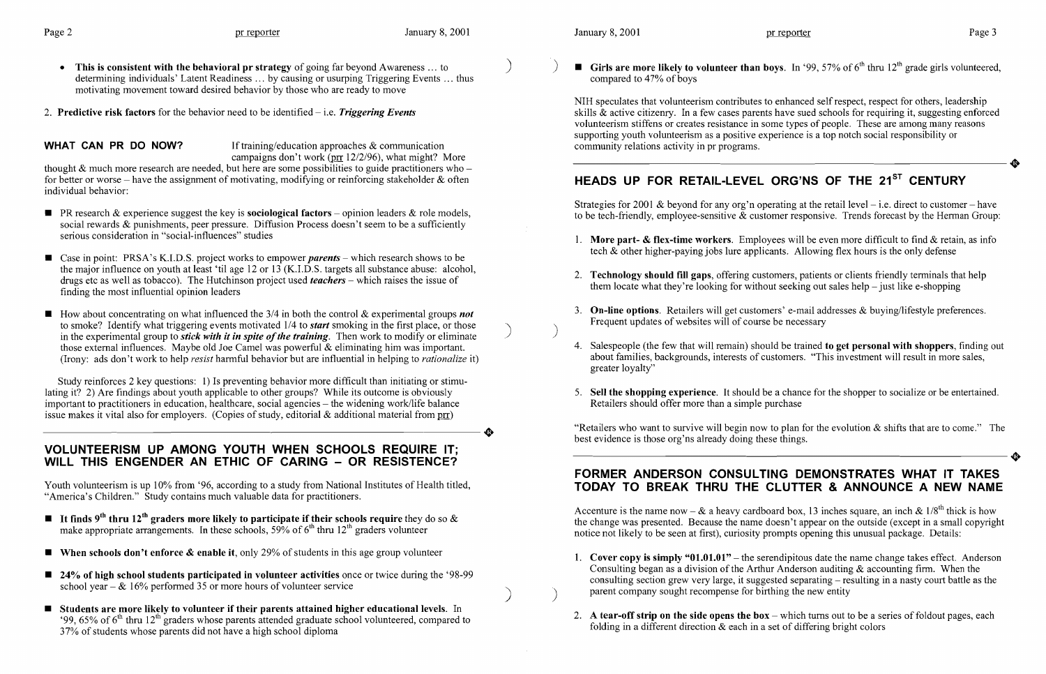- **This is consistent with the behavioral pr strategy** of going far beyond Awareness … to determining individuals' Latent Readiness … by causing or usurping Triggering Events … thus motivating movement toward desired behavior by those who are ready to move

2. **Predictive risk factors** for the behavior need to be identified – i.e. ***Triggering Events***

**WHAT CAN PR DO NOW?** If training/education approaches & communication campaigns don't work (prr 12/2/96), what might? More thought & much more research are needed, but here are some possibilities to guide practitioners who – for better or worse – have the assignment of motivating, modifying or reinforcing stakeholder & often individual behavior:

- PR research & experience suggest the key is **sociological factors** – opinion leaders & role models, social rewards & punishments, peer pressure. Diffusion Process doesn't seem to be a sufficiently serious consideration in "social-influences" studies

- Case in point: PRSA's K.I.D.S. project works to empower ***parents*** – which research shows to be the major influence on youth at least 'til age 12 or 13 (K.I.D.S. targets all substance abuse: alcohol, drugs etc as well as tobacco). The Hutchinson project used ***teachers*** – which raises the issue of finding the most influential opinion leaders

- How about concentrating on what influenced the 3/4 in both the control & experimental groups ***not*** to smoke? Identify what triggering events motivated 1/4 to ***start*** smoking in the first place, or those in the experimental group to ***stick with it in spite of the training***. Then work to modify or eliminate those external influences. Maybe old Joe Camel was powerful & eliminating him was important. (Irony: ads don't work to help *resist* harmful behavior but are influential in helping to *rationalize* it)

Study reinforces 2 key questions: 1) Is preventing behavior more difficult than initiating or stimulating it? 2) Are findings about youth applicable to other groups? While its outcome is obviously important to practitioners in education, healthcare, social agencies – the widening work/life balance issue makes it vital also for employers. (Copies of study, editorial & additional material from prr)

## VOLUNTEERISM UP AMONG YOUTH WHEN SCHOOLS REQUIRE IT; WILL THIS ENGENDER AN ETHIC OF CARING – OR RESISTENCE?

Youth volunteerism is up 10% from '96, according to a study from National Institutes of Health titled, "America's Children." Study contains much valuable data for practitioners.

- **It finds 9th thru 12th graders more likely to participate if their schools require** they do so & make appropriate arrangements. In these schools, 59% of 6th thru 12th graders volunteer

- **When schools don't enforce & enable it**, only 29% of students in this age group volunteer

- **24% of high school students participated in volunteer activities** once or twice during the '98-99 school year – & 16% performed 35 or more hours of volunteer service

- **Students are more likely to volunteer if their parents attained higher educational levels.** In '99, 65% of 6th thru 12th graders whose parents attended graduate school volunteered, compared to 37% of students whose parents did not have a high school diploma

- **Girls are more likely to volunteer than boys**. In '99, 57% of 6th thru 12th grade girls volunteered, compared to 47% of boys

NIH speculates that volunteerism contributes to enhanced self respect, respect for others, leadership skills & active citizenry. In a few cases parents have sued schools for requiring it, suggesting enforced volunteerism stiffens or creates resistance in some types of people. These are among many reasons supporting youth volunteerism as a positive experience is a top notch social responsibility or community relations activity in pr programs.

## HEADS UP FOR RETAIL-LEVEL ORG'NS OF THE 21ST CENTURY

Strategies for 2001 & beyond for any org'n operating at the retail level – i.e. direct to customer – have to be tech-friendly, employee-sensitive & customer responsive. Trends forecast by the Herman Group:

1. **More part- & flex-time workers**. Employees will be even more difficult to find & retain, as info tech & other higher-paying jobs lure applicants. Allowing flex hours is the only defense

2. **Technology should fill gaps**, offering customers, patients or clients friendly terminals that help them locate what they're looking for without seeking out sales help – just like e-shopping

3. **On-line options**. Retailers will get customers' e-mail addresses & buying/lifestyle preferences. Frequent updates of websites will of course be necessary

4. Salespeople (the few that will remain) should be trained **to get personal with shoppers**, finding out about families, backgrounds, interests of customers. "This investment will result in more sales, greater loyalty"

5. **Sell the shopping experience**. It should be a chance for the shopper to socialize or be entertained. Retailers should offer more than a simple purchase

"Retailers who want to survive will begin now to plan for the evolution & shifts that are to come." The best evidence is those org'ns already doing these things.

## FORMER ANDERSON CONSULTING DEMONSTRATES WHAT IT TAKES TODAY TO BREAK THRU THE CLUTTER & ANNOUNCE A NEW NAME

Accenture is the name now – & a heavy cardboard box, 13 inches square, an inch & 1/8th thick is how the change was presented. Because the name doesn't appear on the outside (except in a small copyright notice not likely to be seen at first), curiosity prompts opening this unusual package. Details:

1. **Cover copy is simply "01.01.01"** – the serendipitous date the name change takes effect. Anderson Consulting began as a division of the Arthur Anderson auditing & accounting firm. When the consulting section grew very large, it suggested separating – resulting in a nasty court battle as the parent company sought recompense for birthing the new entity

2. **A tear-off strip on the side opens the box** – which turns out to be a series of foldout pages, each folding in a different direction & each in a set of differing bright colors